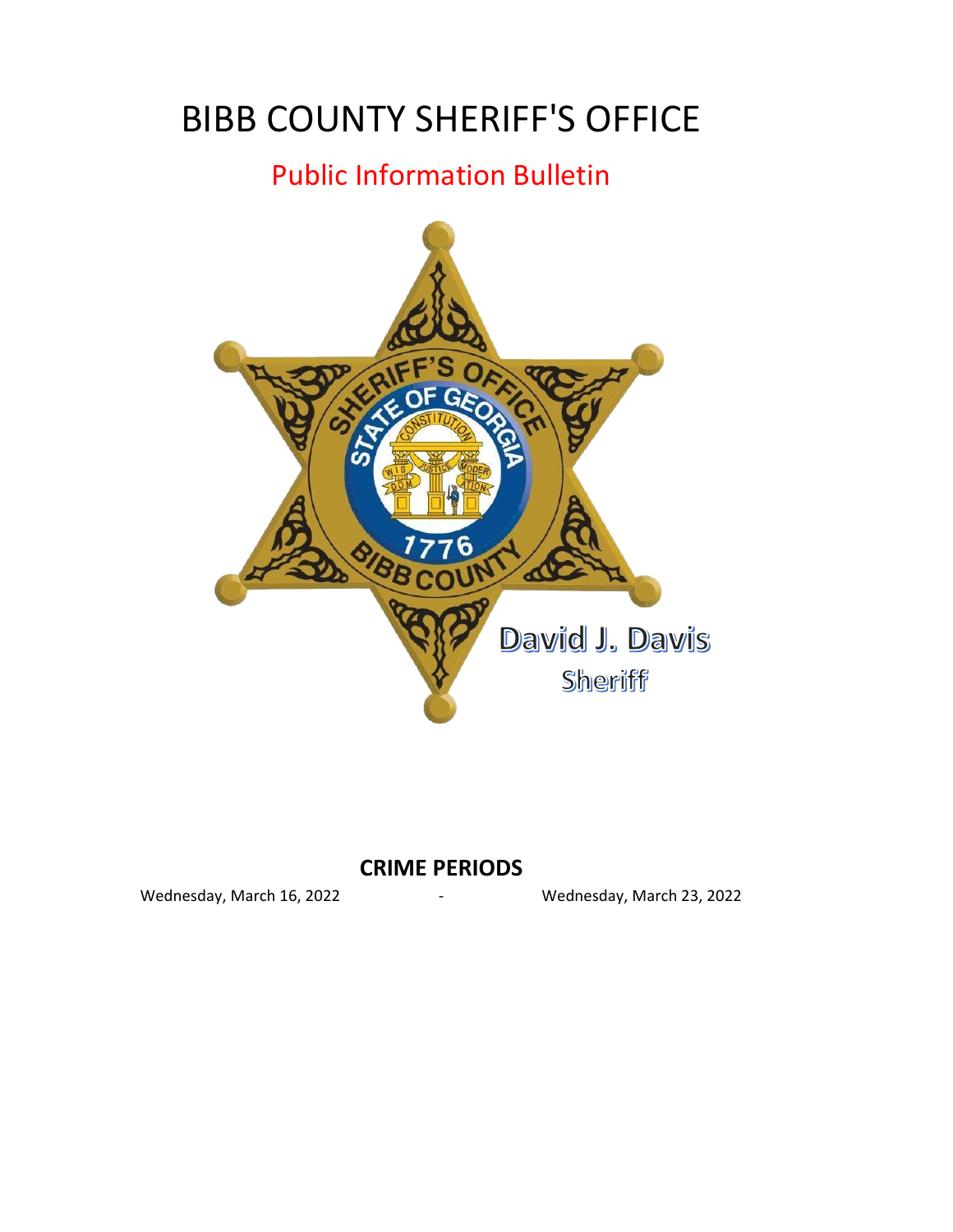# BIBB COUNTY SHERIFF'S OFFICE

## Public Information Bulletin

David J. Davis

Sheriff

**CRIME PERIODS**

Wednesday, March 16, 2022 - Wednesday, March 23, 2022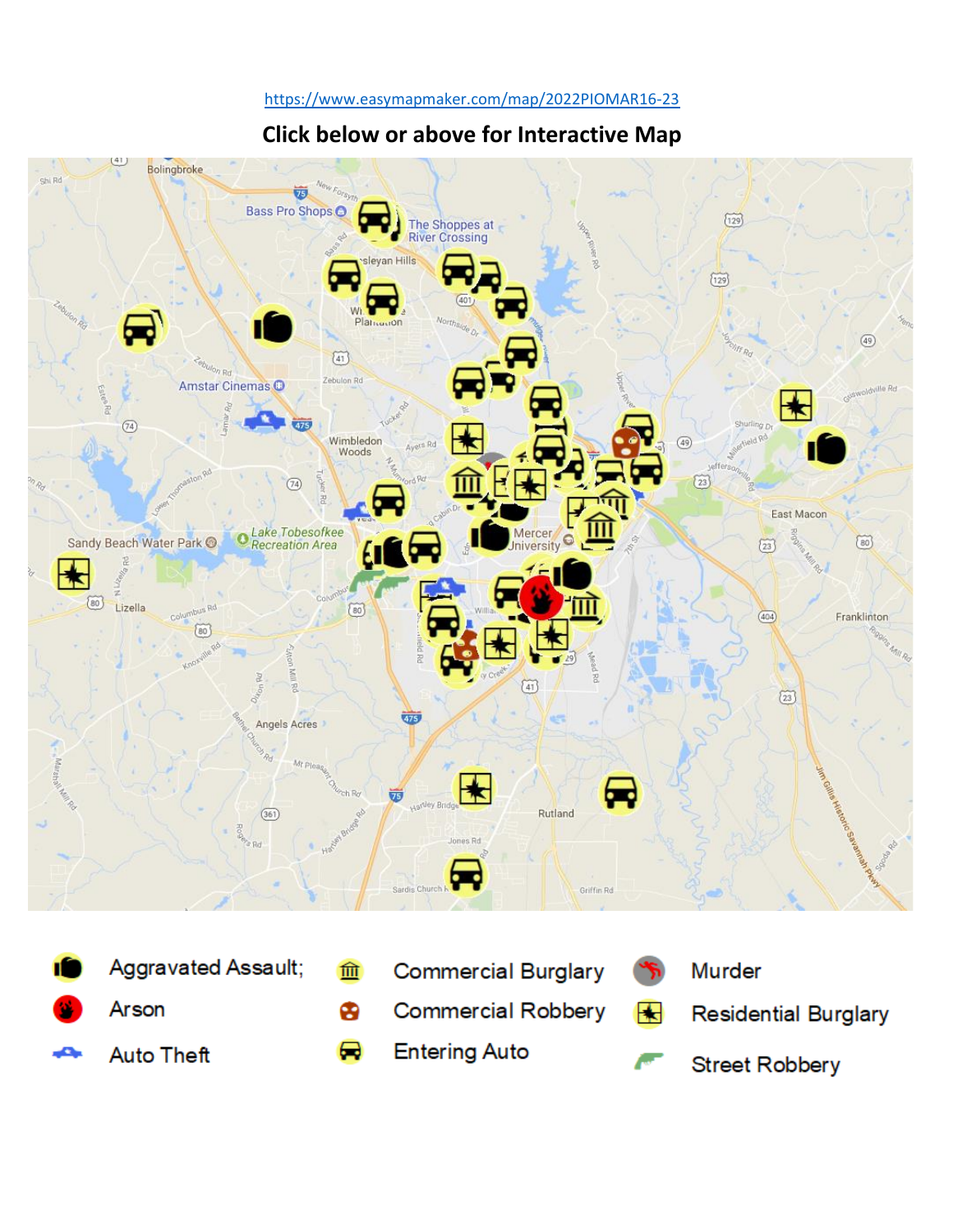https://www.easymapmaker.com/map/2022PIOMAR16-23

**Click below or above for Interactive Map**

| | | | | | |
|---|---|---|---|---|---|
| | Aggravated Assault; | | Commercial Burglary | | Murder |
| | Arson | | Commercial Robbery | | Residential Burglary |
| | Auto Theft | | Entering Auto | | Street Robbery |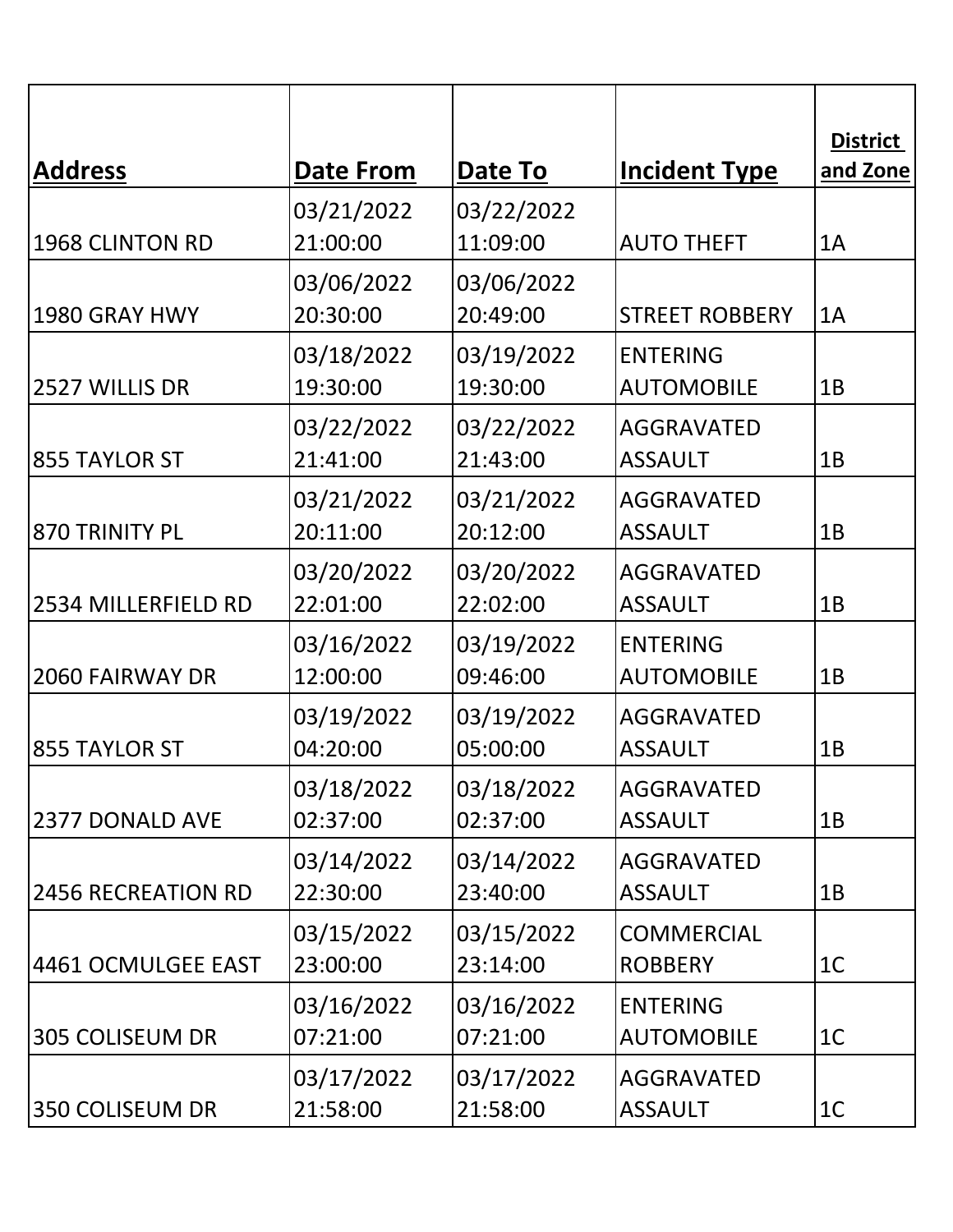| Address | Date From | Date To | Incident Type | District and Zone |
|---|---|---|---|---|
| 1968 CLINTON RD | 03/21/2022 21:00:00 | 03/22/2022 11:09:00 | AUTO THEFT | 1A |
| 1980 GRAY HWY | 03/06/2022 20:30:00 | 03/06/2022 20:49:00 | STREET ROBBERY | 1A |
| 2527 WILLIS DR | 03/18/2022 19:30:00 | 03/19/2022 19:30:00 | ENTERING AUTOMOBILE | 1B |
| 855 TAYLOR ST | 03/22/2022 21:41:00 | 03/22/2022 21:43:00 | AGGRAVATED ASSAULT | 1B |
| 870 TRINITY PL | 03/21/2022 20:11:00 | 03/21/2022 20:12:00 | AGGRAVATED ASSAULT | 1B |
| 2534 MILLERFIELD RD | 03/20/2022 22:01:00 | 03/20/2022 22:02:00 | AGGRAVATED ASSAULT | 1B |
| 2060 FAIRWAY DR | 03/16/2022 12:00:00 | 03/19/2022 09:46:00 | ENTERING AUTOMOBILE | 1B |
| 855 TAYLOR ST | 03/19/2022 04:20:00 | 03/19/2022 05:00:00 | AGGRAVATED ASSAULT | 1B |
| 2377 DONALD AVE | 03/18/2022 02:37:00 | 03/18/2022 02:37:00 | AGGRAVATED ASSAULT | 1B |
| 2456 RECREATION RD | 03/14/2022 22:30:00 | 03/14/2022 23:40:00 | AGGRAVATED ASSAULT | 1B |
| 4461 OCMULGEE EAST | 03/15/2022 23:00:00 | 03/15/2022 23:14:00 | COMMERCIAL ROBBERY | 1C |
| 305 COLISEUM DR | 03/16/2022 07:21:00 | 03/16/2022 07:21:00 | ENTERING AUTOMOBILE | 1C |
| 350 COLISEUM DR | 03/17/2022 21:58:00 | 03/17/2022 21:58:00 | AGGRAVATED ASSAULT | 1C |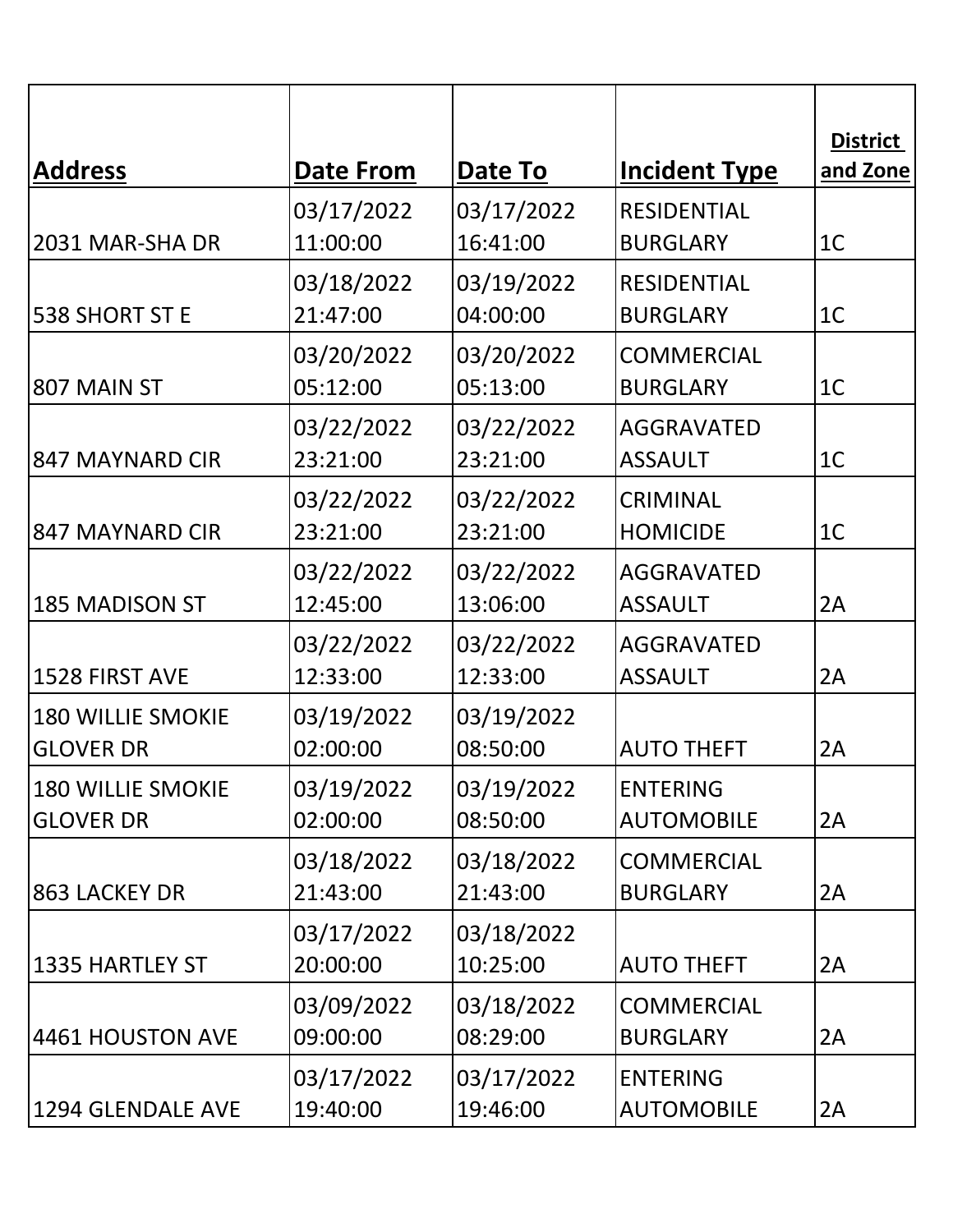| Address | Date From | Date To | Incident Type | District and Zone |
|---|---|---|---|---|
| 2031 MAR-SHA DR | 03/17/2022 11:00:00 | 03/17/2022 16:41:00 | RESIDENTIAL BURGLARY | 1C |
| 538 SHORT ST E | 03/18/2022 21:47:00 | 03/19/2022 04:00:00 | RESIDENTIAL BURGLARY | 1C |
| 807 MAIN ST | 03/20/2022 05:12:00 | 03/20/2022 05:13:00 | COMMERCIAL BURGLARY | 1C |
| 847 MAYNARD CIR | 03/22/2022 23:21:00 | 03/22/2022 23:21:00 | AGGRAVATED ASSAULT | 1C |
| 847 MAYNARD CIR | 03/22/2022 23:21:00 | 03/22/2022 23:21:00 | CRIMINAL HOMICIDE | 1C |
| 185 MADISON ST | 03/22/2022 12:45:00 | 03/22/2022 13:06:00 | AGGRAVATED ASSAULT | 2A |
| 1528 FIRST AVE | 03/22/2022 12:33:00 | 03/22/2022 12:33:00 | AGGRAVATED ASSAULT | 2A |
| 180 WILLIE SMOKIE GLOVER DR | 03/19/2022 02:00:00 | 03/19/2022 08:50:00 | AUTO THEFT | 2A |
| 180 WILLIE SMOKIE GLOVER DR | 03/19/2022 02:00:00 | 03/19/2022 08:50:00 | ENTERING AUTOMOBILE | 2A |
| 863 LACKEY DR | 03/18/2022 21:43:00 | 03/18/2022 21:43:00 | COMMERCIAL BURGLARY | 2A |
| 1335 HARTLEY ST | 03/17/2022 20:00:00 | 03/18/2022 10:25:00 | AUTO THEFT | 2A |
| 4461 HOUSTON AVE | 03/09/2022 09:00:00 | 03/18/2022 08:29:00 | COMMERCIAL BURGLARY | 2A |
| 1294 GLENDALE AVE | 03/17/2022 19:40:00 | 03/17/2022 19:46:00 | ENTERING AUTOMOBILE | 2A |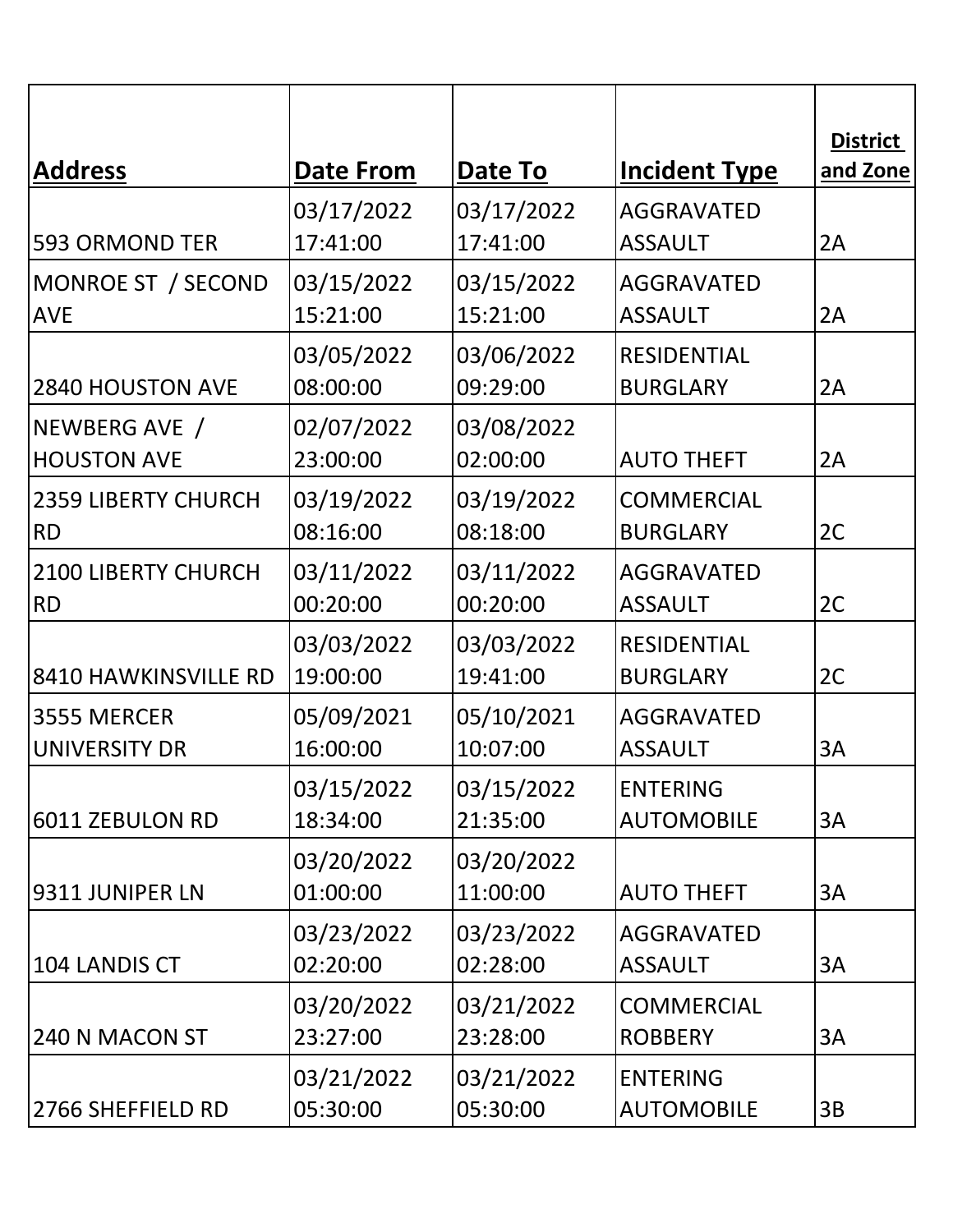| Address | Date From | Date To | Incident Type | District and Zone |
|---|---|---|---|---|
| 593 ORMOND TER | 03/17/2022 17:41:00 | 03/17/2022 17:41:00 | AGGRAVATED ASSAULT | 2A |
| MONROE ST / SECOND AVE | 03/15/2022 15:21:00 | 03/15/2022 15:21:00 | AGGRAVATED ASSAULT | 2A |
| 2840 HOUSTON AVE | 03/05/2022 08:00:00 | 03/06/2022 09:29:00 | RESIDENTIAL BURGLARY | 2A |
| NEWBERG AVE / HOUSTON AVE | 02/07/2022 23:00:00 | 03/08/2022 02:00:00 | AUTO THEFT | 2A |
| 2359 LIBERTY CHURCH RD | 03/19/2022 08:16:00 | 03/19/2022 08:18:00 | COMMERCIAL BURGLARY | 2C |
| 2100 LIBERTY CHURCH RD | 03/11/2022 00:20:00 | 03/11/2022 00:20:00 | AGGRAVATED ASSAULT | 2C |
| 8410 HAWKINSVILLE RD | 03/03/2022 19:00:00 | 03/03/2022 19:41:00 | RESIDENTIAL BURGLARY | 2C |
| 3555 MERCER UNIVERSITY DR | 05/09/2021 16:00:00 | 05/10/2021 10:07:00 | AGGRAVATED ASSAULT | 3A |
| 6011 ZEBULON RD | 03/15/2022 18:34:00 | 03/15/2022 21:35:00 | ENTERING AUTOMOBILE | 3A |
| 9311 JUNIPER LN | 03/20/2022 01:00:00 | 03/20/2022 11:00:00 | AUTO THEFT | 3A |
| 104 LANDIS CT | 03/23/2022 02:20:00 | 03/23/2022 02:28:00 | AGGRAVATED ASSAULT | 3A |
| 240 N MACON ST | 03/20/2022 23:27:00 | 03/21/2022 23:28:00 | COMMERCIAL ROBBERY | 3A |
| 2766 SHEFFIELD RD | 03/21/2022 05:30:00 | 03/21/2022 05:30:00 | ENTERING AUTOMOBILE | 3B |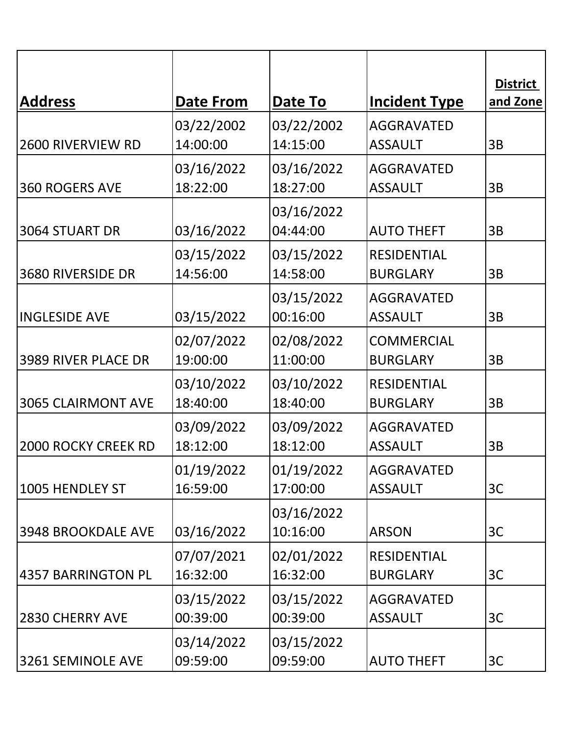| Address | Date From | Date To | Incident Type | District and Zone |
| --- | --- | --- | --- | --- |
| 2600 RIVERVIEW RD | 03/22/2002 14:00:00 | 03/22/2002 14:15:00 | AGGRAVATED ASSAULT | 3B |
| 360 ROGERS AVE | 03/16/2022 18:22:00 | 03/16/2022 18:27:00 | AGGRAVATED ASSAULT | 3B |
| 3064 STUART DR | 03/16/2022 | 03/16/2022 04:44:00 | AUTO THEFT | 3B |
| 3680 RIVERSIDE DR | 03/15/2022 14:56:00 | 03/15/2022 14:58:00 | RESIDENTIAL BURGLARY | 3B |
| INGLESIDE AVE | 03/15/2022 | 03/15/2022 00:16:00 | AGGRAVATED ASSAULT | 3B |
| 3989 RIVER PLACE DR | 02/07/2022 19:00:00 | 02/08/2022 11:00:00 | COMMERCIAL BURGLARY | 3B |
| 3065 CLAIRMONT AVE | 03/10/2022 18:40:00 | 03/10/2022 18:40:00 | RESIDENTIAL BURGLARY | 3B |
| 2000 ROCKY CREEK RD | 03/09/2022 18:12:00 | 03/09/2022 18:12:00 | AGGRAVATED ASSAULT | 3B |
| 1005 HENDLEY ST | 01/19/2022 16:59:00 | 01/19/2022 17:00:00 | AGGRAVATED ASSAULT | 3C |
| 3948 BROOKDALE AVE | 03/16/2022 | 03/16/2022 10:16:00 | ARSON | 3C |
| 4357 BARRINGTON PL | 07/07/2021 16:32:00 | 02/01/2022 16:32:00 | RESIDENTIAL BURGLARY | 3C |
| 2830 CHERRY AVE | 03/15/2022 00:39:00 | 03/15/2022 00:39:00 | AGGRAVATED ASSAULT | 3C |
| 3261 SEMINOLE AVE | 03/14/2022 09:59:00 | 03/15/2022 09:59:00 | AUTO THEFT | 3C |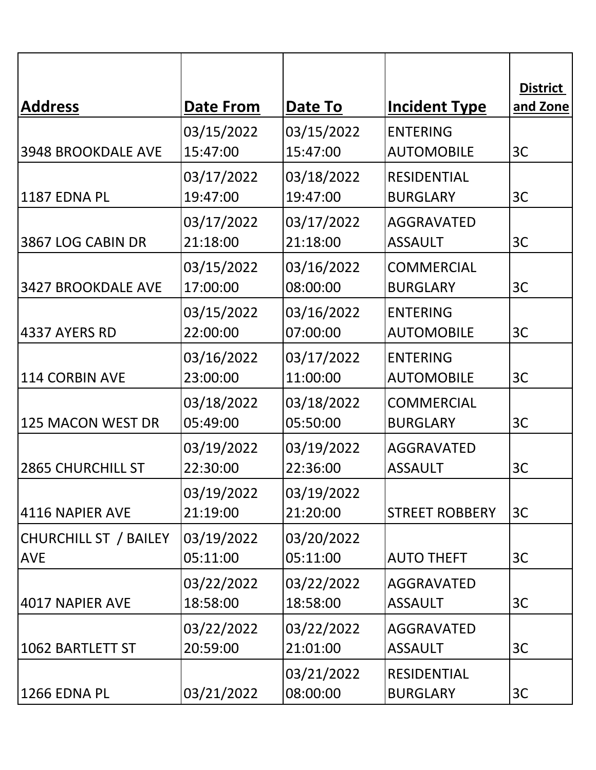| Address | Date From | Date To | Incident Type | District and Zone |
|---|---|---|---|---|
| 3948 BROOKDALE AVE | 03/15/2022 15:47:00 | 03/15/2022 15:47:00 | ENTERING AUTOMOBILE | 3C |
| 1187 EDNA PL | 03/17/2022 19:47:00 | 03/18/2022 19:47:00 | RESIDENTIAL BURGLARY | 3C |
| 3867 LOG CABIN DR | 03/17/2022 21:18:00 | 03/17/2022 21:18:00 | AGGRAVATED ASSAULT | 3C |
| 3427 BROOKDALE AVE | 03/15/2022 17:00:00 | 03/16/2022 08:00:00 | COMMERCIAL BURGLARY | 3C |
| 4337 AYERS RD | 03/15/2022 22:00:00 | 03/16/2022 07:00:00 | ENTERING AUTOMOBILE | 3C |
| 114 CORBIN AVE | 03/16/2022 23:00:00 | 03/17/2022 11:00:00 | ENTERING AUTOMOBILE | 3C |
| 125 MACON WEST DR | 03/18/2022 05:49:00 | 03/18/2022 05:50:00 | COMMERCIAL BURGLARY | 3C |
| 2865 CHURCHILL ST | 03/19/2022 22:30:00 | 03/19/2022 22:36:00 | AGGRAVATED ASSAULT | 3C |
| 4116 NAPIER AVE | 03/19/2022 21:19:00 | 03/19/2022 21:20:00 | STREET ROBBERY | 3C |
| CHURCHILL ST / BAILEY AVE | 03/19/2022 05:11:00 | 03/20/2022 05:11:00 | AUTO THEFT | 3C |
| 4017 NAPIER AVE | 03/22/2022 18:58:00 | 03/22/2022 18:58:00 | AGGRAVATED ASSAULT | 3C |
| 1062 BARTLETT ST | 03/22/2022 20:59:00 | 03/22/2022 21:01:00 | AGGRAVATED ASSAULT | 3C |
| 1266 EDNA PL | 03/21/2022 | 03/21/2022 08:00:00 | RESIDENTIAL BURGLARY | 3C |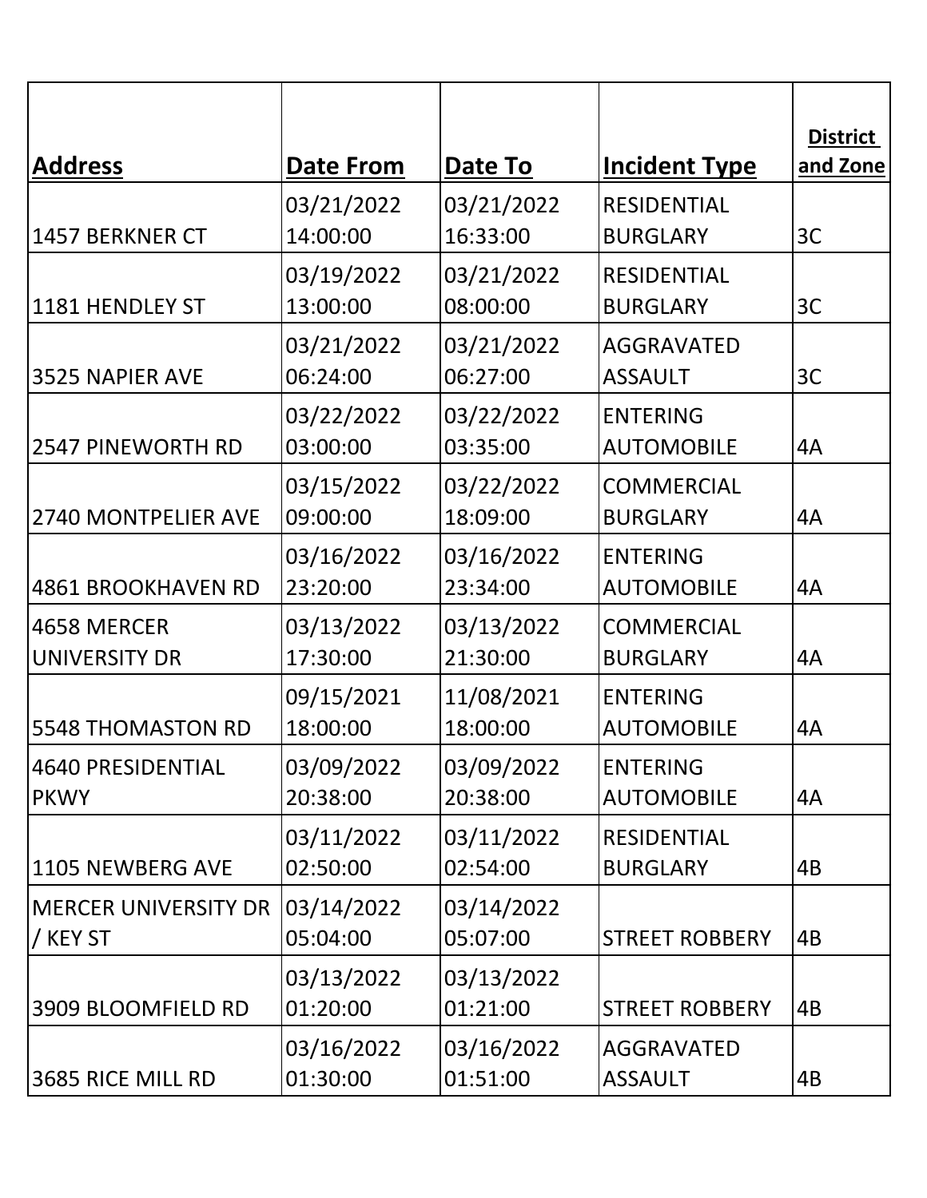| Address | Date From | Date To | Incident Type | District and Zone |
|---|---|---|---|---|
| 1457 BERKNER CT | 03/21/2022 14:00:00 | 03/21/2022 16:33:00 | RESIDENTIAL BURGLARY | 3C |
| 1181 HENDLEY ST | 03/19/2022 13:00:00 | 03/21/2022 08:00:00 | RESIDENTIAL BURGLARY | 3C |
| 3525 NAPIER AVE | 03/21/2022 06:24:00 | 03/21/2022 06:27:00 | AGGRAVATED ASSAULT | 3C |
| 2547 PINEWORTH RD | 03/22/2022 03:00:00 | 03/22/2022 03:35:00 | ENTERING AUTOMOBILE | 4A |
| 2740 MONTPELIER AVE | 03/15/2022 09:00:00 | 03/22/2022 18:09:00 | COMMERCIAL BURGLARY | 4A |
| 4861 BROOKHAVEN RD | 03/16/2022 23:20:00 | 03/16/2022 23:34:00 | ENTERING AUTOMOBILE | 4A |
| 4658 MERCER UNIVERSITY DR | 03/13/2022 17:30:00 | 03/13/2022 21:30:00 | COMMERCIAL BURGLARY | 4A |
| 5548 THOMASTON RD | 09/15/2021 18:00:00 | 11/08/2021 18:00:00 | ENTERING AUTOMOBILE | 4A |
| 4640 PRESIDENTIAL PKWY | 03/09/2022 20:38:00 | 03/09/2022 20:38:00 | ENTERING AUTOMOBILE | 4A |
| 1105 NEWBERG AVE | 03/11/2022 02:50:00 | 03/11/2022 02:54:00 | RESIDENTIAL BURGLARY | 4B |
| MERCER UNIVERSITY DR / KEY ST | 03/14/2022 05:04:00 | 03/14/2022 05:07:00 | STREET ROBBERY | 4B |
| 3909 BLOOMFIELD RD | 03/13/2022 01:20:00 | 03/13/2022 01:21:00 | STREET ROBBERY | 4B |
| 3685 RICE MILL RD | 03/16/2022 01:30:00 | 03/16/2022 01:51:00 | AGGRAVATED ASSAULT | 4B |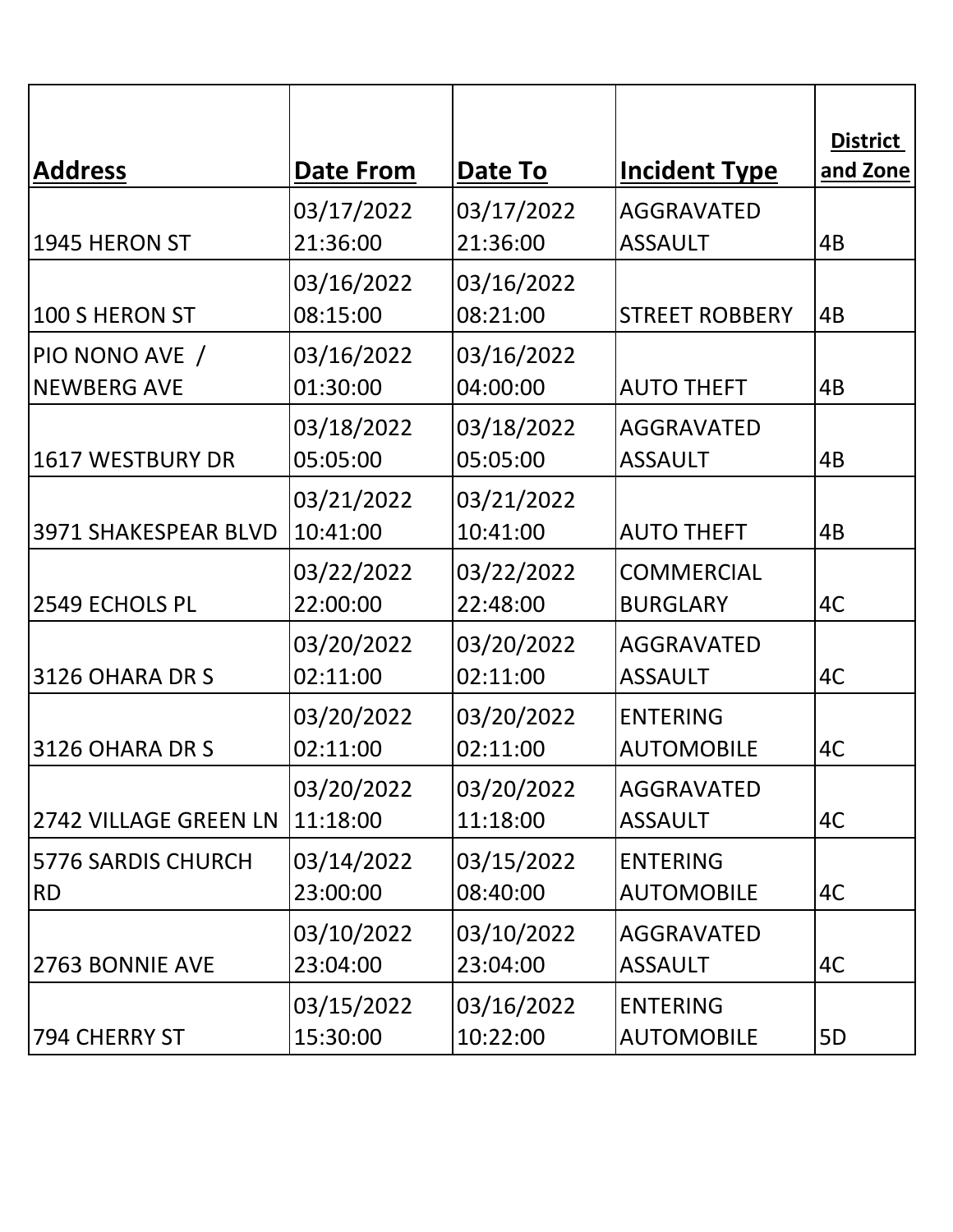| Address | Date From | Date To | Incident Type | District and Zone |
|---|---|---|---|---|
| 1945 HERON ST | 03/17/2022 21:36:00 | 03/17/2022 21:36:00 | AGGRAVATED ASSAULT | 4B |
| 100 S HERON ST | 03/16/2022 08:15:00 | 03/16/2022 08:21:00 | STREET ROBBERY | 4B |
| PIO NONO AVE / NEWBERG AVE | 03/16/2022 01:30:00 | 03/16/2022 04:00:00 | AUTO THEFT | 4B |
| 1617 WESTBURY DR | 03/18/2022 05:05:00 | 03/18/2022 05:05:00 | AGGRAVATED ASSAULT | 4B |
| 3971 SHAKESPEAR BLVD | 03/21/2022 10:41:00 | 03/21/2022 10:41:00 | AUTO THEFT | 4B |
| 2549 ECHOLS PL | 03/22/2022 22:00:00 | 03/22/2022 22:48:00 | COMMERCIAL BURGLARY | 4C |
| 3126 OHARA DR S | 03/20/2022 02:11:00 | 03/20/2022 02:11:00 | AGGRAVATED ASSAULT | 4C |
| 3126 OHARA DR S | 03/20/2022 02:11:00 | 03/20/2022 02:11:00 | ENTERING AUTOMOBILE | 4C |
| 2742 VILLAGE GREEN LN | 03/20/2022 11:18:00 | 03/20/2022 11:18:00 | AGGRAVATED ASSAULT | 4C |
| 5776 SARDIS CHURCH RD | 03/14/2022 23:00:00 | 03/15/2022 08:40:00 | ENTERING AUTOMOBILE | 4C |
| 2763 BONNIE AVE | 03/10/2022 23:04:00 | 03/10/2022 23:04:00 | AGGRAVATED ASSAULT | 4C |
| 794 CHERRY ST | 03/15/2022 15:30:00 | 03/16/2022 10:22:00 | ENTERING AUTOMOBILE | 5D |